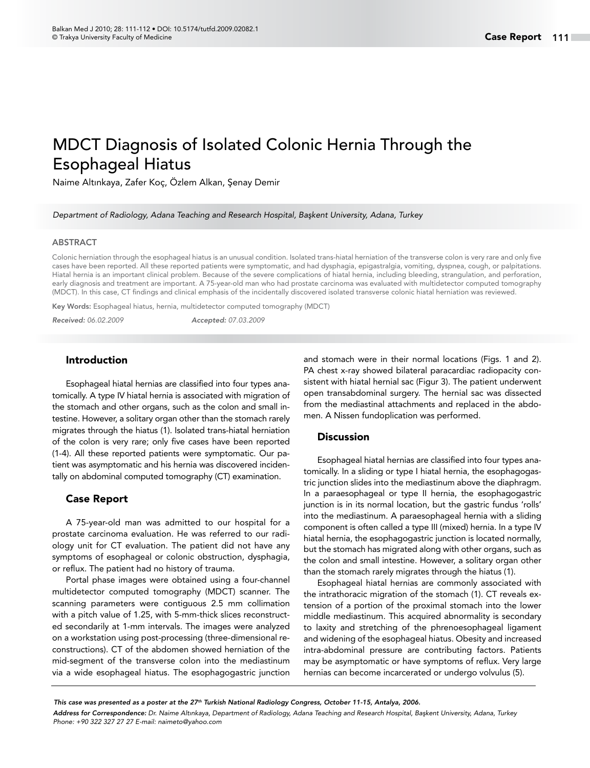# MDCT Diagnosis of Isolated Colonic Hernia Through the Esophageal Hiatus

Naime Altınkaya, Zafer Koç, Özlem Alkan, Şenay Demir

*Department of Radiology, Adana Teaching and Research Hospital, Başkent University, Adana, Turkey*

## ABSTRACT

Colonic herniation through the esophageal hiatus is an unusual condition. Isolated trans-hiatal herniation of the transverse colon is very rare and only five cases have been reported. All these reported patients were symptomatic, and had dysphagia, epigastralgia, vomiting, dyspnea, cough, or palpitations. Hiatal hernia is an important clinical problem. Because of the severe complications of hiatal hernia, including bleeding, strangulation, and perforation, early diagnosis and treatment are important. A 75-year-old man who had prostate carcinoma was evaluated with multidetector computed tomography (MDCT). In this case, CT findings and clinical emphasis of the incidentally discovered isolated transverse colonic hiatal herniation was reviewed.

**Key Words:** Esophageal hiatus, hernia, multidetector computed tomography (MDCT)

*Received: 06.02.2009* *Accepted: 07.03.2009*

## Introduction

Esophageal hiatal hernias are classified into four types anatomically. A type IV hiatal hernia is associated with migration of the stomach and other organs, such as the colon and small intestine. However, a solitary organ other than the stomach rarely migrates through the hiatus (1). Isolated trans-hiatal herniation of the colon is very rare; only five cases have been reported (1-4). All these reported patients were symptomatic. Our patient was asymptomatic and his hernia was discovered incidentally on abdominal computed tomography (CT) examination.

## Case Report

A 75-year-old man was admitted to our hospital for a prostate carcinoma evaluation. He was referred to our radiology unit for CT evaluation. The patient did not have any symptoms of esophageal or colonic obstruction, dysphagia, or reflux. The patient had no history of trauma.

Portal phase images were obtained using a four-channel multidetector computed tomography (MDCT) scanner. The scanning parameters were contiguous 2.5 mm collimation with a pitch value of 1.25, with 5-mm-thick slices reconstructed secondarily at 1-mm intervals. The images were analyzed on a workstation using post-processing (three-dimensional reconstructions). CT of the abdomen showed herniation of the mid-segment of the transverse colon into the mediastinum via a wide esophageal hiatus. The esophagogastric junction and stomach were in their normal locations (Figs. 1 and 2). PA chest x-ray showed bilateral paracardiac radiopacity consistent with hiatal hernial sac (Figur 3). The patient underwent open transabdominal surgery. The hernial sac was dissected from the mediastinal attachments and replaced in the abdomen. A Nissen fundoplication was performed.

## Discussion

Esophageal hiatal hernias are classified into four types anatomically. In a sliding or type I hiatal hernia, the esophagogastric junction slides into the mediastinum above the diaphragm. In a paraesophageal or type II hernia, the esophagogastric junction is in its normal location, but the gastric fundus 'rolls' into the mediastinum. A paraesophageal hernia with a sliding component is often called a type III (mixed) hernia. In a type IV hiatal hernia, the esophagogastric junction is located normally, but the stomach has migrated along with other organs, such as the colon and small intestine. However, a solitary organ other than the stomach rarely migrates through the hiatus (1).

Esophageal hiatal hernias are commonly associated with the intrathoracic migration of the stomach (1). CT reveals extension of a portion of the proximal stomach into the lower middle mediastinum. This acquired abnormality is secondary to laxity and stretching of the phrenoesophageal ligament and widening of the esophageal hiatus. Obesity and increased intra-abdominal pressure are contributing factors. Patients may be asymptomatic or have symptoms of reflux. Very large hernias can become incarcerated or undergo volvulus (5).

*This case was presented as a poster at the 27th Turkish National Radiology Congress, October 11-15, Antalya, 2006.*

***Address for Correspondence:*** *Dr. Naime Altınkaya, Department of Radiology, Adana Teaching and Research Hospital, Başkent University, Adana, Turkey Phone: +90 322 327 27 27 E-mail: naimeto@yahoo.com*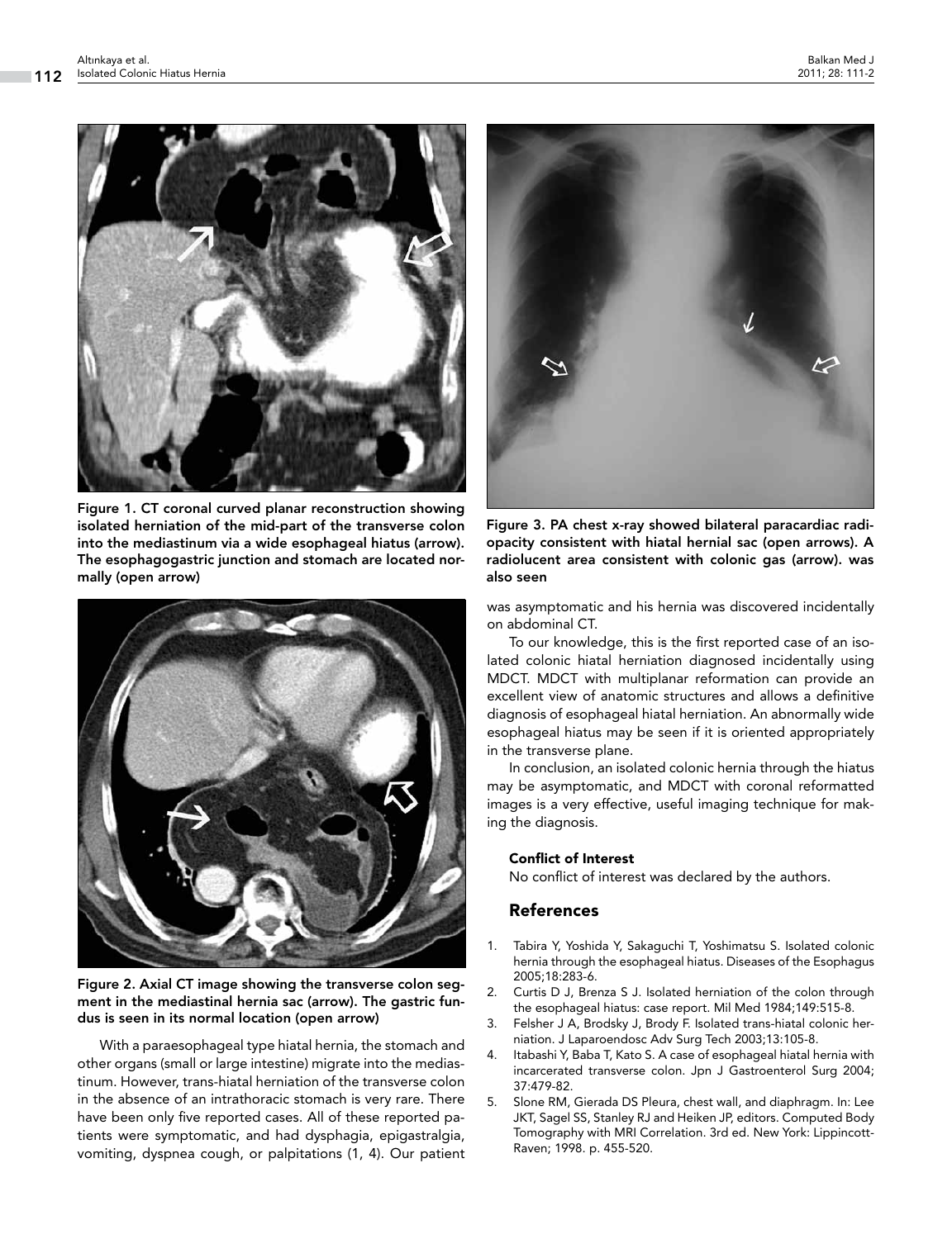Figure 1. CT coronal curved planar reconstruction showing isolated herniation of the mid-part of the transverse colon into the mediastinum via a wide esophageal hiatus (arrow). The esophagogastric junction and stomach are located normally (open arrow)

Figure 2. Axial CT image showing the transverse colon segment in the mediastinal hernia sac (arrow). The gastric fundus is seen in its normal location (open arrow)

With a paraesophageal type hiatal hernia, the stomach and other organs (small or large intestine) migrate into the mediastinum. However, trans-hiatal herniation of the transverse colon in the absence of an intrathoracic stomach is very rare. There have been only five reported cases. All of these reported patients were symptomatic, and had dysphagia, epigastralgia, vomiting, dyspnea cough, or palpitations (1, 4). Our patient was asymptomatic and his hernia was discovered incidentally on abdominal CT.

Figure 3. PA chest x-ray showed bilateral paracardiac radiopacity consistent with hiatal hernial sac (open arrows). A radiolucent area consistent with colonic gas (arrow). was also seen

To our knowledge, this is the first reported case of an isolated colonic hiatal herniation diagnosed incidentally using MDCT. MDCT with multiplanar reformation can provide an excellent view of anatomic structures and allows a definitive diagnosis of esophageal hiatal herniation. An abnormally wide esophageal hiatus may be seen if it is oriented appropriately in the transverse plane.

In conclusion, an isolated colonic hernia through the hiatus may be asymptomatic, and MDCT with coronal reformatted images is a very effective, useful imaging technique for making the diagnosis.

#### Conflict of Interest

No conflict of interest was declared by the authors.

## References

1. Tabira Y, Yoshida Y, Sakaguchi T, Yoshimatsu S. Isolated colonic hernia through the esophageal hiatus. Diseases of the Esophagus 2005;18:283-6.
2. Curtis D J, Brenza S J. Isolated herniation of the colon through the esophageal hiatus: case report. Mil Med 1984;149:515-8.
3. Felsher J A, Brodsky J, Brody F. Isolated trans-hiatal colonic herniation. J Laparoendosc Adv Surg Tech 2003;13:105-8.
4. Itabashi Y, Baba T, Kato S. A case of esophageal hiatal hernia with incarcerated transverse colon. Jpn J Gastroenterol Surg 2004; 37:479-82.
5. Slone RM, Gierada DS Pleura, chest wall, and diaphragm. In: Lee JKT, Sagel SS, Stanley RJ and Heiken JP, editors. Computed Body Tomography with MRI Correlation. 3rd ed. New York: Lippincott-Raven; 1998. p. 455-520.